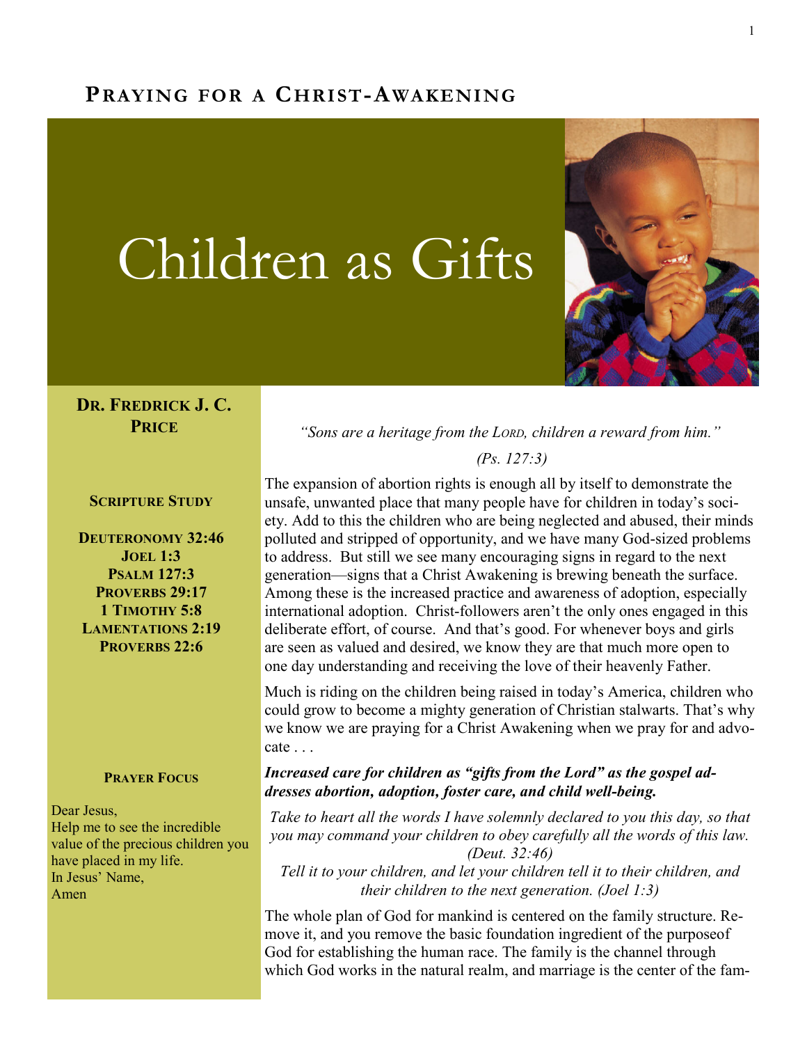PRAYING FOR A CHRIST-AWAKENING

# Children as Gifts

**DR. FREDRICK J. C. PRICE**

**SCRIPTURE STUDY**

**DEUTERONOMY 32:46**
**JOEL 1:3**
**PSALM 127:3**
**PROVERBS 29:17**
**1 TIMOTHY 5:8**
**LAMENTATIONS 2:19**
**PROVERBS 22:6**

**PRAYER FOCUS**

Dear Jesus,
Help me to see the incredible value of the precious children you have placed in my life.
In Jesus' Name,
Amen

*"Sons are a heritage from the LORD, children a reward from him."*

*(Ps. 127:3)*

The expansion of abortion rights is enough all by itself to demonstrate the unsafe, unwanted place that many people have for children in today's society. Add to this the children who are being neglected and abused, their minds polluted and stripped of opportunity, and we have many God-sized problems to address. But still we see many encouraging signs in regard to the next generation—signs that a Christ Awakening is brewing beneath the surface. Among these is the increased practice and awareness of adoption, especially international adoption. Christ-followers aren't the only ones engaged in this deliberate effort, of course. And that's good. For whenever boys and girls are seen as valued and desired, we know they are that much more open to one day understanding and receiving the love of their heavenly Father.

Much is riding on the children being raised in today's America, children who could grow to become a mighty generation of Christian stalwarts. That's why we know we are praying for a Christ Awakening when we pray for and advocate . . .

***Increased care for children as "gifts from the Lord" as the gospel addresses abortion, adoption, foster care, and child well-being.***

*Take to heart all the words I have solemnly declared to you this day, so that you may command your children to obey carefully all the words of this law. (Deut. 32:46)*
*Tell it to your children, and let your children tell it to their children, and their children to the next generation. (Joel 1:3)*

The whole plan of God for mankind is centered on the family structure. Remove it, and you remove the basic foundation ingredient of the purposeof God for establishing the human race. The family is the channel through which God works in the natural realm, and marriage is the center of the fam-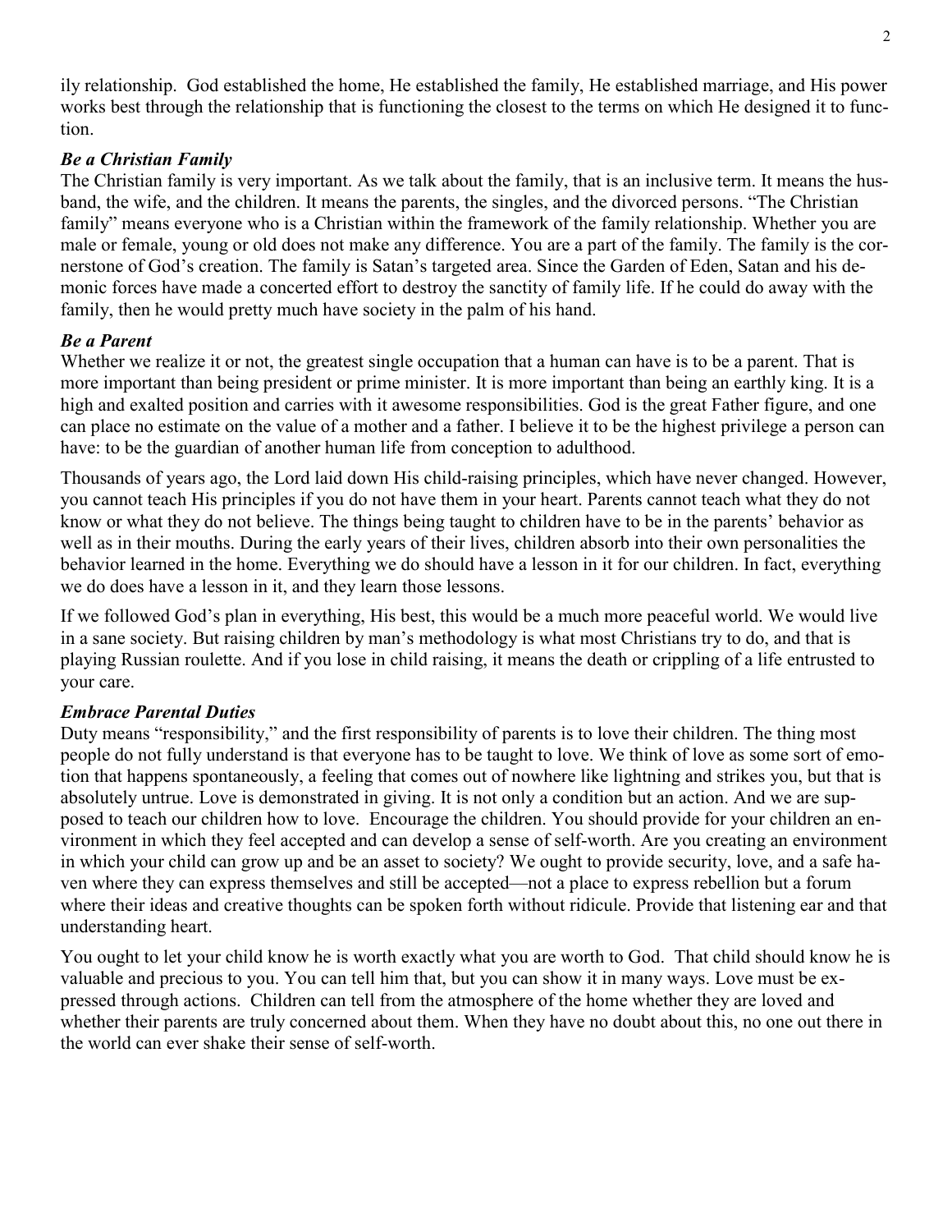ily relationship. God established the home, He established the family, He established marriage, and His power works best through the relationship that is functioning the closest to the terms on which He designed it to function.

### *Be a Christian Family*

The Christian family is very important. As we talk about the family, that is an inclusive term. It means the husband, the wife, and the children. It means the parents, the singles, and the divorced persons. "The Christian family" means everyone who is a Christian within the framework of the family relationship. Whether you are male or female, young or old does not make any difference. You are a part of the family. The family is the cornerstone of God's creation. The family is Satan's targeted area. Since the Garden of Eden, Satan and his demonic forces have made a concerted effort to destroy the sanctity of family life. If he could do away with the family, then he would pretty much have society in the palm of his hand.

### *Be a Parent*

Whether we realize it or not, the greatest single occupation that a human can have is to be a parent. That is more important than being president or prime minister. It is more important than being an earthly king. It is a high and exalted position and carries with it awesome responsibilities. God is the great Father figure, and one can place no estimate on the value of a mother and a father. I believe it to be the highest privilege a person can have: to be the guardian of another human life from conception to adulthood.

Thousands of years ago, the Lord laid down His child-raising principles, which have never changed. However, you cannot teach His principles if you do not have them in your heart. Parents cannot teach what they do not know or what they do not believe. The things being taught to children have to be in the parents' behavior as well as in their mouths. During the early years of their lives, children absorb into their own personalities the behavior learned in the home. Everything we do should have a lesson in it for our children. In fact, everything we do does have a lesson in it, and they learn those lessons.

If we followed God's plan in everything, His best, this would be a much more peaceful world. We would live in a sane society. But raising children by man's methodology is what most Christians try to do, and that is playing Russian roulette. And if you lose in child raising, it means the death or crippling of a life entrusted to your care.

### *Embrace Parental Duties*

Duty means "responsibility," and the first responsibility of parents is to love their children. The thing most people do not fully understand is that everyone has to be taught to love. We think of love as some sort of emotion that happens spontaneously, a feeling that comes out of nowhere like lightning and strikes you, but that is absolutely untrue. Love is demonstrated in giving. It is not only a condition but an action. And we are supposed to teach our children how to love. Encourage the children. You should provide for your children an environment in which they feel accepted and can develop a sense of self-worth. Are you creating an environment in which your child can grow up and be an asset to society? We ought to provide security, love, and a safe haven where they can express themselves and still be accepted—not a place to express rebellion but a forum where their ideas and creative thoughts can be spoken forth without ridicule. Provide that listening ear and that understanding heart.

You ought to let your child know he is worth exactly what you are worth to God. That child should know he is valuable and precious to you. You can tell him that, but you can show it in many ways. Love must be expressed through actions. Children can tell from the atmosphere of the home whether they are loved and whether their parents are truly concerned about them. When they have no doubt about this, no one out there in the world can ever shake their sense of self-worth.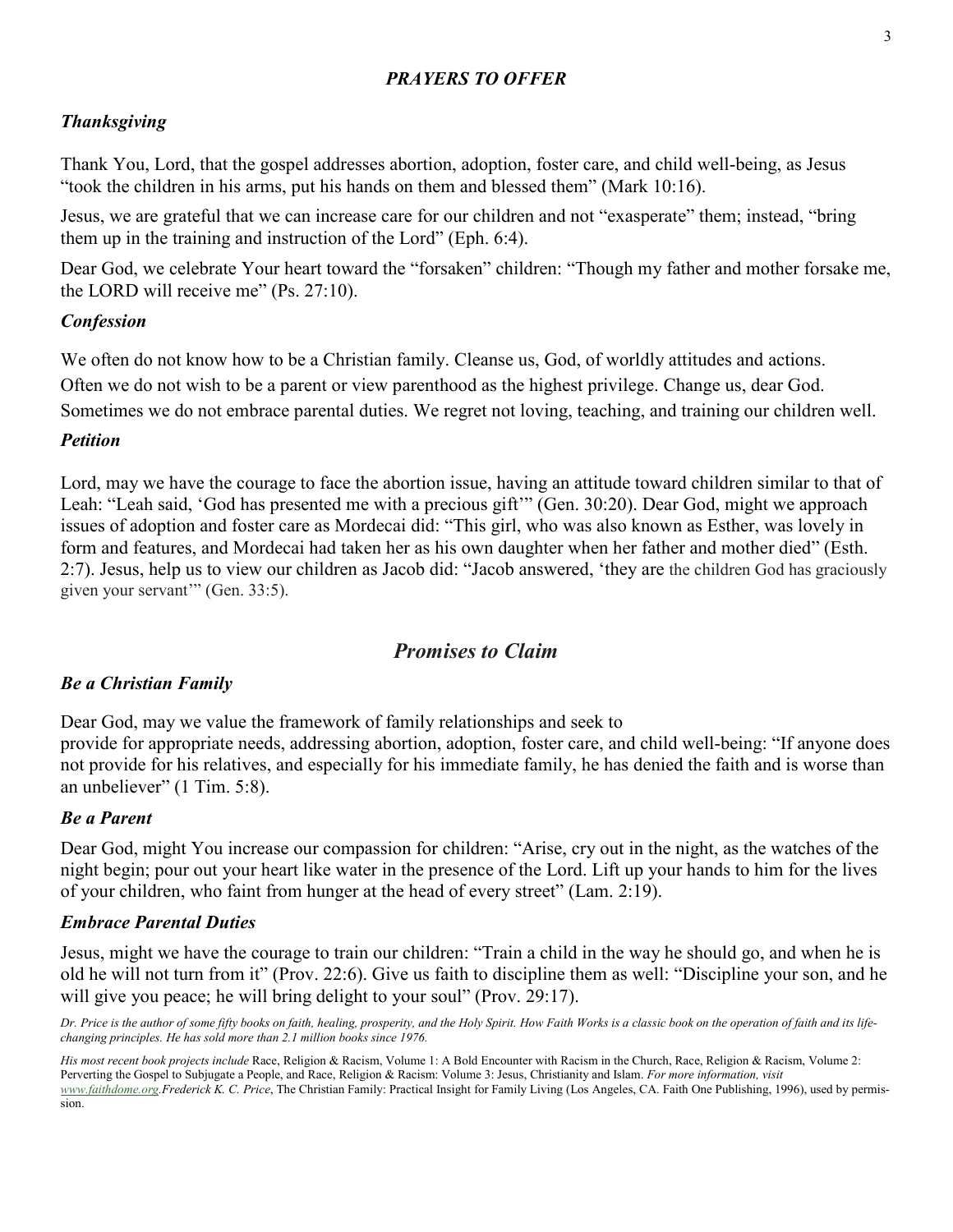### *PRAYERS TO OFFER*

#### *Thanksgiving*

Thank You, Lord, that the gospel addresses abortion, adoption, foster care, and child well-being, as Jesus "took the children in his arms, put his hands on them and blessed them" (Mark 10:16).

Jesus, we are grateful that we can increase care for our children and not "exasperate" them; instead, "bring them up in the training and instruction of the Lord" (Eph. 6:4).

Dear God, we celebrate Your heart toward the "forsaken" children: "Though my father and mother forsake me, the LORD will receive me" (Ps. 27:10).

#### *Confession*

We often do not know how to be a Christian family. Cleanse us, God, of worldly attitudes and actions.

Often we do not wish to be a parent or view parenthood as the highest privilege. Change us, dear God.

Sometimes we do not embrace parental duties. We regret not loving, teaching, and training our children well.

#### *Petition*

Lord, may we have the courage to face the abortion issue, having an attitude toward children similar to that of Leah: "Leah said, 'God has presented me with a precious gift'" (Gen. 30:20). Dear God, might we approach issues of adoption and foster care as Mordecai did: "This girl, who was also known as Esther, was lovely in form and features, and Mordecai had taken her as his own daughter when her father and mother died" (Esth. 2:7). Jesus, help us to view our children as Jacob did: "Jacob answered, 'they are the children God has graciously given your servant'" (Gen. 33:5).

## *Promises to Claim*

#### *Be a Christian Family*

Dear God, may we value the framework of family relationships and seek to provide for appropriate needs, addressing abortion, adoption, foster care, and child well-being: "If anyone does not provide for his relatives, and especially for his immediate family, he has denied the faith and is worse than an unbeliever" (1 Tim. 5:8).

#### *Be a Parent*

Dear God, might You increase our compassion for children: "Arise, cry out in the night, as the watches of the night begin; pour out your heart like water in the presence of the Lord. Lift up your hands to him for the lives of your children, who faint from hunger at the head of every street" (Lam. 2:19).

#### *Embrace Parental Duties*

Jesus, might we have the courage to train our children: "Train a child in the way he should go, and when he is old he will not turn from it" (Prov. 22:6). Give us faith to discipline them as well: "Discipline your son, and he will give you peace; he will bring delight to your soul" (Prov. 29:17).

*Dr. Price is the author of some fifty books on faith, healing, prosperity, and the Holy Spirit. How Faith Works is a classic book on the operation of faith and its life-changing principles. He has sold more than 2.1 million books since 1976.*

*His most recent book projects include* Race, Religion & Racism, Volume 1: A Bold Encounter with Racism in the Church, Race, Religion & Racism, Volume 2: Perverting the Gospel to Subjugate a People, and Race, Religion & Racism: Volume 3: Jesus, Christianity and Islam. *For more information, visit www.faithdome.org.Frederick K. C. Price*, The Christian Family: Practical Insight for Family Living (Los Angeles, CA. Faith One Publishing, 1996), used by permission.